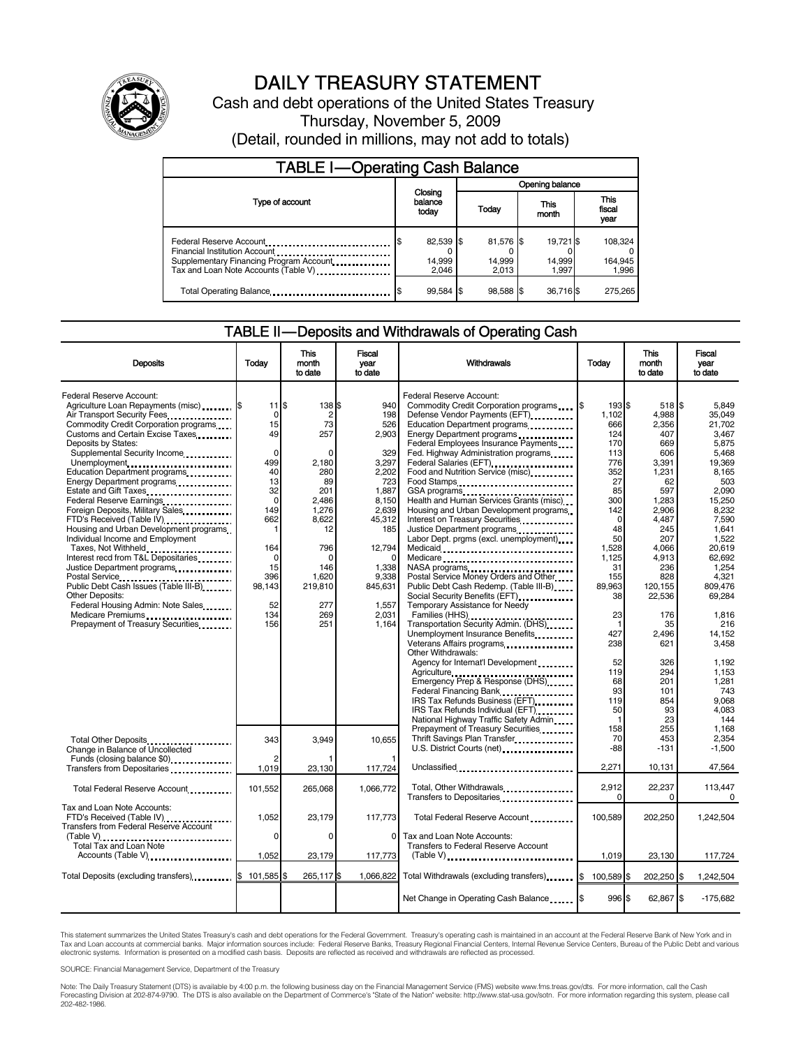# DAILY TREASURY STATEMENT

Cash and debt operations of the United States Treasury

Thursday, November 5, 2009

(Detail, rounded in millions, may not add to totals)

## TABLE I—Operating Cash Balance

| Type of account | Closing balance today | Opening balance Today | Opening balance This month | Opening balance This fiscal year |
|---|---|---|---|---|
| Federal Reserve Account | $ 82,539 | $ 81,576 | $ 19,721 | $ 108,324 |
| Financial Institution Account | 0 | 0 | 0 | 0 |
| Supplementary Financing Program Account | 14,999 | 14,999 | 14,999 | 164,945 |
| Tax and Loan Note Accounts (Table V) | 2,046 | 2,013 | 1,997 | 1,996 |
| Total Operating Balance | $ 99,584 | $ 98,588 | $ 36,716 | $ 275,265 |

## TABLE II—Deposits and Withdrawals of Operating Cash

| Deposits | Today | This month to date | Fiscal year to date |
|---|---|---|---|
| Federal Reserve Account: | | | |
| Agriculture Loan Repayments (misc) | $ 11 | $ 138 | $ 940 |
| Air Transport Security Fees | 0 | 2 | 198 |
| Commodity Credit Corporation programs | 15 | 73 | 526 |
| Customs and Certain Excise Taxes | 49 | 257 | 2,903 |
| Deposits by States: | | | |
| Supplemental Security Income | 0 | 0 | 329 |
| Unemployment | 499 | 2,180 | 3,297 |
| Education Department programs | 40 | 280 | 2,202 |
| Energy Department programs | 13 | 89 | 723 |
| Estate and Gift Taxes | 32 | 201 | 1,887 |
| Federal Reserve Earnings | 0 | 2,486 | 8,150 |
| Foreign Deposits, Military Sales | 149 | 1,276 | 2,639 |
| FTD's Received (Table IV) | 662 | 8,622 | 45,312 |
| Housing and Urban Development programs | 1 | 12 | 185 |
| Individual Income and Employment Taxes, Not Withheld | 164 | 796 | 12,794 |
| Interest recd from T&L Depositaries | 0 | 0 | 0 |
| Justice Department programs | 15 | 146 | 1,338 |
| Postal Service | 396 | 1,620 | 9,338 |
| Public Debt Cash Issues (Table III-B) | 98,143 | 219,810 | 845,631 |
| Other Deposits: | | | |
| Federal Housing Admin: Note Sales | 52 | 277 | 1,557 |
| Medicare Premiums | 134 | 269 | 2,031 |
| Prepayment of Treasury Securities | 156 | 251 | 1,164 |
| Total Other Deposits | 343 | 3,949 | 10,655 |
| Change in Balance of Uncollected Funds (closing balance $0) | 2 | 1 | 1 |
| Transfers from Depositaries | 1,019 | 23,130 | 117,724 |
| Total Federal Reserve Account | 101,552 | 265,068 | 1,066,772 |
| Tax and Loan Note Accounts: | | | |
| FTD's Received (Table IV) | 1,052 | 23,179 | 117,773 |
| Transfers from Federal Reserve Account (Table V) | 0 | 0 | 0 |
| Total Tax and Loan Note Accounts (Table V) | 1,052 | 23,179 | 117,773 |
| Total Deposits (excluding transfers) | $ 101,585 | $ 265,117 | $ 1,066,822 |

| Withdrawals | Today | This month to date | Fiscal year to date |
|---|---|---|---|
| Federal Reserve Account: | | | |
| Commodity Credit Corporation programs | $ 193 | $ 518 | $ 5,849 |
| Defense Vendor Payments (EFT) | 1,102 | 4,988 | 35,049 |
| Education Department programs | 666 | 2,356 | 21,702 |
| Energy Department programs | 124 | 407 | 3,467 |
| Federal Employees Insurance Payments | 170 | 669 | 5,875 |
| Fed. Highway Administration programs | 113 | 606 | 5,468 |
| Federal Salaries (EFT) | 776 | 3,391 | 19,369 |
| Food and Nutrition Service (misc) | 352 | 1,231 | 8,165 |
| Food Stamps | 27 | 62 | 503 |
| GSA programs | 85 | 597 | 2,090 |
| Health and Human Services Grants (misc) | 300 | 1,283 | 15,250 |
| Housing and Urban Development programs | 142 | 2,906 | 8,232 |
| Interest on Treasury Securities | 0 | 4,487 | 7,590 |
| Justice Department programs | 48 | 245 | 1,641 |
| Labor Dept. prgms (excl. unemployment) | 50 | 207 | 1,522 |
| Medicaid | 1,528 | 4,066 | 20,619 |
| Medicare | 1,125 | 4,913 | 62,692 |
| NASA programs | 31 | 236 | 1,254 |
| Postal Service Money Orders and Other | 155 | 828 | 4,321 |
| Public Debt Cash Redemp. (Table III-B) | 89,963 | 120,155 | 809,476 |
| Social Security Benefits (EFT) | 38 | 22,536 | 69,284 |
| Temporary Assistance for Needy Families (HHS) | 23 | 176 | 1,816 |
| Transportation Security Admin. (DHS) | 1 | 35 | 216 |
| Unemployment Insurance Benefits | 427 | 2,496 | 14,152 |
| Veterans Affairs programs | 238 | 621 | 3,458 |
| Other Withdrawals: | | | |
| Agency for Internat'l Development | 52 | 326 | 1,192 |
| Agriculture | 119 | 294 | 1,153 |
| Emergency Prep & Response (DHS) | 68 | 201 | 1,281 |
| Federal Financing Bank | 93 | 101 | 743 |
| IRS Tax Refunds Business (EFT) | 119 | 854 | 9,068 |
| IRS Tax Refunds Individual (EFT) | 50 | 93 | 4,083 |
| National Highway Traffic Safety Admin | 1 | 23 | 144 |
| Prepayment of Treasury Securities | 158 | 255 | 1,168 |
| Thrift Savings Plan Transfer | 70 | 453 | 2,354 |
| U.S. District Courts (net) | -88 | -131 | -1,500 |
| Unclassified | 2,271 | 10,131 | 47,564 |
| Total, Other Withdrawals | 2,912 | 22,237 | 113,447 |
| Transfers to Depositaries | 0 | 0 | 0 |
| Total Federal Reserve Account | 100,589 | 202,250 | 1,242,504 |
| Tax and Loan Note Accounts: | | | |
| Transfers to Federal Reserve Account (Table V) | 1,019 | 23,130 | 117,724 |
| Total Withdrawals (excluding transfers) | $ 100,589 | $ 202,250 | $ 1,242,504 |
| Net Change in Operating Cash Balance | $ 996 | $ 62,867 | $ -175,682 |

This statement summarizes the United States Treasury's cash and debt operations for the Federal Government. Treasury's operating cash is maintained in an account at the Federal Reserve Bank of New York and in Tax and Loan accounts at commercial banks. Major information sources include: Federal Reserve Banks, Treasury Regional Financial Centers, Internal Revenue Service Centers, Bureau of the Public Debt and various electronic systems. Information is presented on a modified cash basis. Deposits are reflected as received and withdrawals are reflected as processed.

SOURCE: Financial Management Service, Department of the Treasury

Note: The Daily Treasury Statement (DTS) is available by 4:00 p.m. the following business day on the Financial Management Service (FMS) website www.fms.treas.gov/dts. For more information, call the Cash Forecasting Division at 202-874-9790. The DTS is also available on the Department of Commerce's "State of the Nation" website: http://www.stat-usa.gov/sotn. For more information regarding this system, please call 202-482-1986.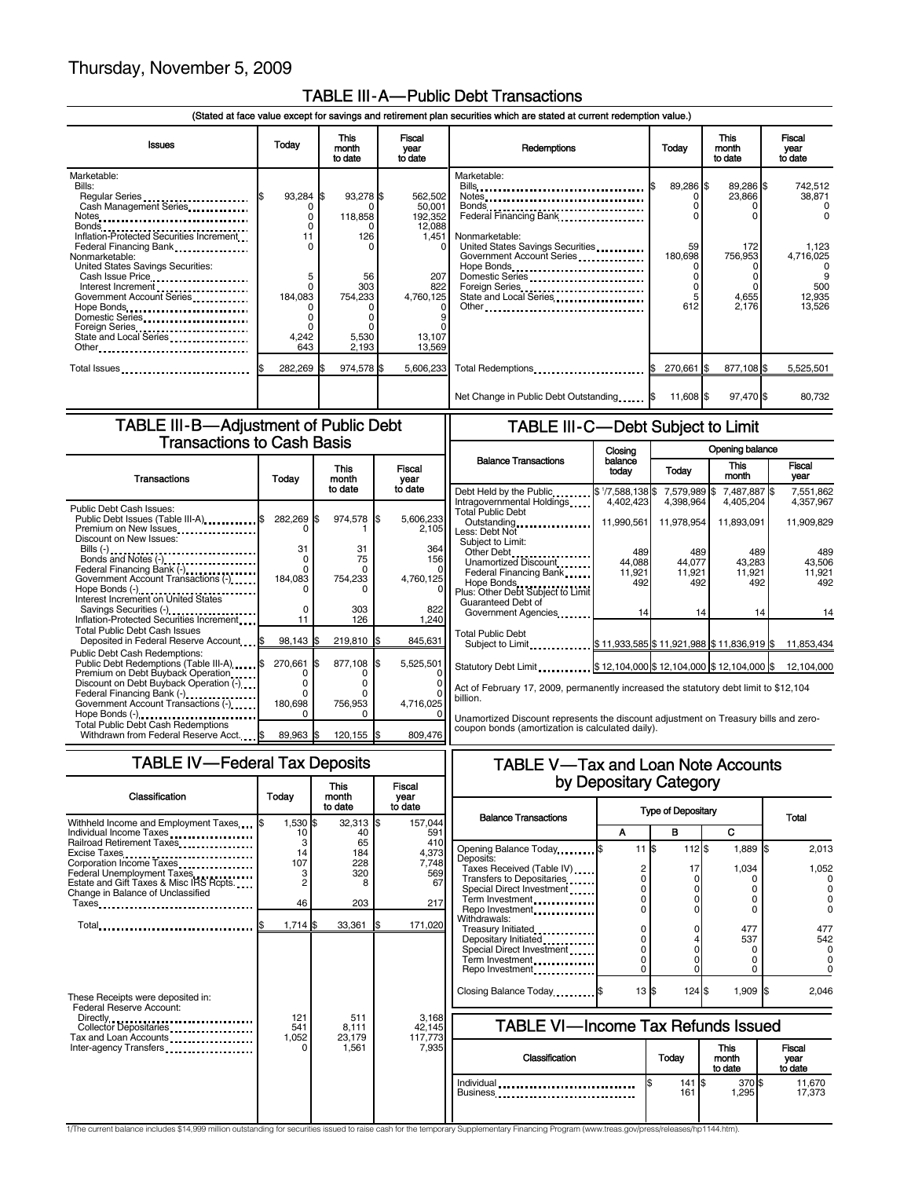Thursday, November 5, 2009

## TABLE III-A—Public Debt Transactions

(Stated at face value except for savings and retirement plan securities which are stated at current redemption value.)

| Issues | Today | This month to date | Fiscal year to date |
|---|---|---|---|
| Marketable: | | | |
| Bills: | | | |
| Regular Series | $ 93,284 | $ 93,278 | $ 562,502 |
| Cash Management Series | 0 | 0 | 50,001 |
| Notes | 0 | 118,858 | 192,352 |
| Bonds | 0 | 0 | 12,088 |
| Inflation-Protected Securities Increment | 11 | 126 | 1,451 |
| Federal Financing Bank | 0 | 0 | 0 |
| Nonmarketable: | | | |
| United States Savings Securities: | | | |
| Cash Issue Price | 5 | 56 | 207 |
| Interest Increment | 0 | 303 | 822 |
| Government Account Series | 184,083 | 754,233 | 4,760,125 |
| Hope Bonds | 0 | 0 | 0 |
| Domestic Series | 0 | 0 | 9 |
| Foreign Series | 0 | 0 | 0 |
| State and Local Series | 4,242 | 5,530 | 13,107 |
| Other | 643 | 2,193 | 13,569 |
| Total Issues | $ 282,269 | $ 974,578 | $ 5,606,233 |

| Redemptions | Today | This month to date | Fiscal year to date |
|---|---|---|---|
| Marketable: | | | |
| Bills | $ 89,286 | $ 89,286 | $ 742,512 |
| Notes | 0 | 23,866 | 38,871 |
| Bonds | 0 | 0 | 0 |
| Federal Financing Bank | 0 | 0 | 0 |
| Nonmarketable: | | | |
| United States Savings Securities | 59 | 172 | 1,123 |
| Government Account Series | 180,698 | 756,953 | 4,716,025 |
| Hope Bonds | 0 | 0 | 0 |
| Domestic Series | 0 | 0 | 9 |
| Foreign Series | 0 | 0 | 500 |
| State and Local Series | 5 | 4,655 | 12,935 |
| Other | 612 | 2,176 | 13,526 |
| Total Redemptions | $ 270,661 | $ 877,108 | $ 5,525,501 |
| Net Change in Public Debt Outstanding | $ 11,608 | $ 97,470 | $ 80,732 |

## TABLE III-B—Adjustment of Public Debt Transactions to Cash Basis

| Transactions | Today | This month to date | Fiscal year to date |
|---|---|---|---|
| Public Debt Cash Issues: | | | |
| Public Debt Issues (Table III-A) | $ 282,269 | $ 974,578 | $ 5,606,233 |
| Premium on New Issues | 0 | 1 | 2,105 |
| Discount on New Issues: | | | |
| Bills (-) | 31 | 31 | 364 |
| Bonds and Notes (-) | 0 | 75 | 156 |
| Federal Financing Bank (-) | 0 | 0 | 0 |
| Government Account Transactions (-) | 184,083 | 754,233 | 4,760,125 |
| Hope Bonds (-) | 0 | 0 | 0 |
| Interest Increment on United States Savings Securities (-) | 0 | 303 | 822 |
| Inflation-Protected Securities Increment | 11 | 126 | 1,240 |
| Total Public Debt Cash Issues Deposited in Federal Reserve Account | $ 98,143 | $ 219,810 | $ 845,631 |
| Public Debt Cash Redemptions: | | | |
| Public Debt Redemptions (Table III-A) | $ 270,661 | $ 877,108 | $ 5,525,501 |
| Premium on Debt Buyback Operation | 0 | 0 | 0 |
| Discount on Debt Buyback Operation (-) | 0 | 0 | 0 |
| Federal Financing Bank (-) | 0 | 0 | 0 |
| Government Account Transactions (-) | 180,698 | 756,953 | 4,716,025 |
| Hope Bonds (-) | 0 | 0 | 0 |
| Total Public Debt Cash Redemptions Withdrawn from Federal Reserve Acct. | $ 89,963 | $ 120,155 | $ 809,476 |

## TABLE III-C—Debt Subject to Limit

| Balance Transactions | Closing balance today | Opening balance Today | Opening balance This month | Opening balance Fiscal year |
|---|---|---|---|---|
| Debt Held by the Public | $ [1]7,588,138 | $ 7,579,989 | $ 7,487,887 | $ 7,551,862 |
| Intragovernmental Holdings | 4,402,423 | 4,398,964 | 4,405,204 | 4,357,967 |
| Total Public Debt Outstanding | 11,990,561 | 11,978,954 | 11,893,091 | 11,909,829 |
| Less: Debt Not Subject to Limit: | | | | |
| Other Debt | 489 | 489 | 489 | 489 |
| Unamortized Discount | 44,088 | 44,077 | 43,283 | 43,506 |
| Federal Financing Bank | 11,921 | 11,921 | 11,921 | 11,921 |
| Hope Bonds | 492 | 492 | 492 | 492 |
| Plus: Other Debt Subject to Limit | | | | |
| Guaranteed Debt of Government Agencies | 14 | 14 | 14 | 14 |
| Total Public Debt Subject to Limit | $ 11,933,585 | $ 11,921,988 | $ 11,836,919 | $ 11,853,434 |
| Statutory Debt Limit | $ 12,104,000 | $ 12,104,000 | $ 12,104,000 | $ 12,104,000 |

Act of February 17, 2009, permanently increased the statutory debt limit to $12,104 billion.

Unamortized Discount represents the discount adjustment on Treasury bills and zero-coupon bonds (amortization is calculated daily).

## TABLE IV—Federal Tax Deposits

| Classification | Today | This month to date | Fiscal year to date |
|---|---|---|---|
| Withheld Income and Employment Taxes | $ 1,530 | $ 32,313 | $ 157,044 |
| Individual Income Taxes | 10 | 40 | 591 |
| Railroad Retirement Taxes | 3 | 65 | 410 |
| Excise Taxes | 14 | 184 | 4,373 |
| Corporation Income Taxes | 107 | 228 | 7,748 |
| Federal Unemployment Taxes | 3 | 320 | 569 |
| Estate and Gift Taxes & Misc IRS Rcpts. | 2 | 8 | 67 |
| Change in Balance of Unclassified Taxes | 46 | 203 | 217 |
| Total | $ 1,714 | $ 33,361 | $ 171,020 |
| These Receipts were deposited in: | | | |
| Federal Reserve Account: | | | |
| Directly | 121 | 511 | 3,168 |
| Collector Depositaries | 541 | 8,111 | 42,145 |
| Tax and Loan Accounts | 1,052 | 23,179 | 117,773 |
| Inter-agency Transfers | 0 | 1,561 | 7,935 |

## TABLE V—Tax and Loan Note Accounts by Depositary Category

| Balance Transactions | Type of Depositary A | B | C | Total |
|---|---|---|---|---|
| Opening Balance Today | $ 11 | $ 112 | $ 1,889 | $ 2,013 |
| Deposits: | | | | |
| Taxes Received (Table IV) | 2 | 17 | 1,034 | 1,052 |
| Transfers to Depositaries | 0 | 0 | 0 | 0 |
| Special Direct Investment | 0 | 0 | 0 | 0 |
| Term Investment | 0 | 0 | 0 | 0 |
| Repo Investment | 0 | 0 | 0 | 0 |
| Withdrawals: | | | | |
| Treasury Initiated | 0 | 0 | 477 | 477 |
| Depositary Initiated | 0 | 4 | 537 | 542 |
| Special Direct Investment | 0 | 0 | 0 | 0 |
| Term Investment | 0 | 0 | 0 | 0 |
| Repo Investment | 0 | 0 | 0 | 0 |
| Closing Balance Today | $ 13 | $ 124 | $ 1,909 | $ 2,046 |

## TABLE VI—Income Tax Refunds Issued

| Classification | Today | This month to date | Fiscal year to date |
|---|---|---|---|
| Individual | $ 141 | $ 370 | $ 11,670 |
| Business | 161 | 1,295 | 17,373 |

1/The current balance includes $14,999 million outstanding for securities issued to raise cash for the temporary Supplementary Financing Program (www.treas.gov/press/releases/hp1144.htm).